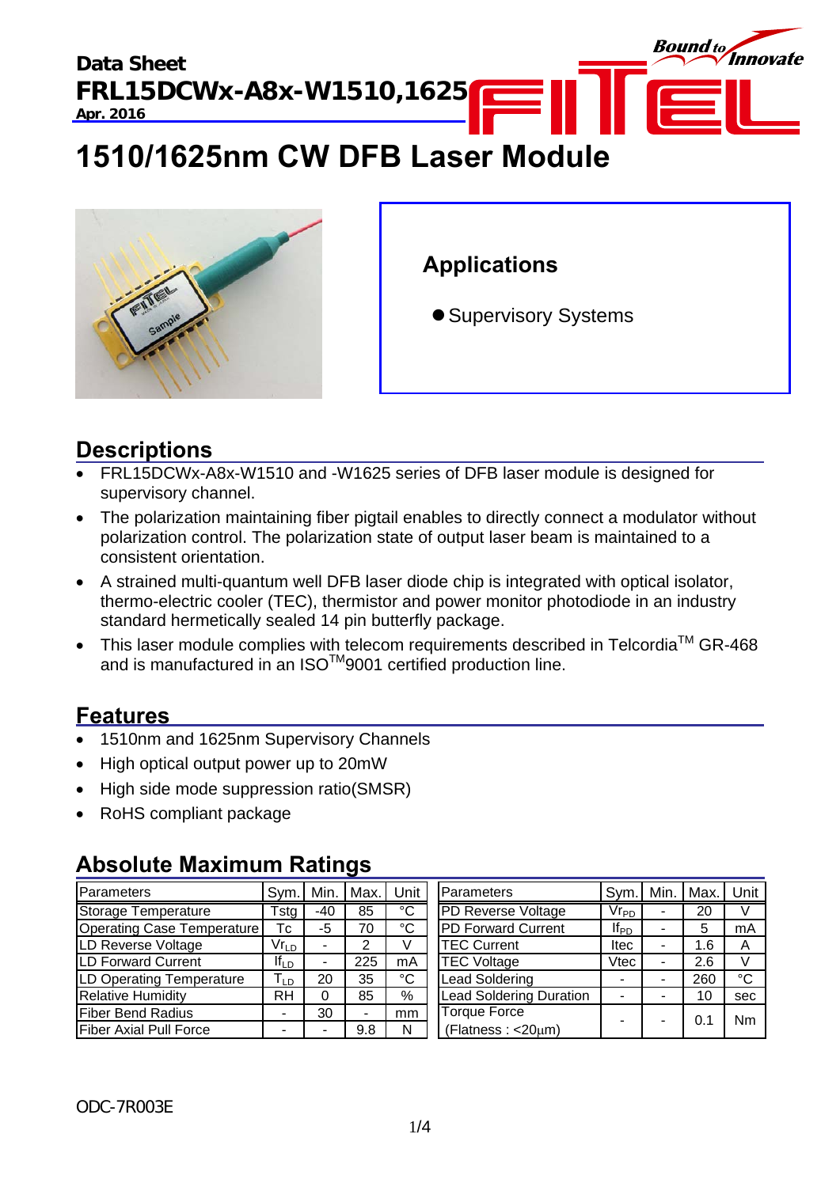Data Sheet

**FRL15DCWx-A8x-W1510,1625**

Apr. 2016

# 1510/1625nm CW DFB Laser Module

## Applications

- Supervisory Systems

## Descriptions

- FRL15DCWx-A8x-W1510 and -W1625 series of DFB laser module is designed for supervisory channel.
- The polarization maintaining fiber pigtail enables to directly connect a modulator without polarization control. The polarization state of output laser beam is maintained to a consistent orientation.
- A strained multi-quantum well DFB laser diode chip is integrated with optical isolator, thermo-electric cooler (TEC), thermistor and power monitor photodiode in an industry standard hermetically sealed 14 pin butterfly package.
- This laser module complies with telecom requirements described in Telcordia™ GR-468 and is manufactured in an ISO™9001 certified production line.

## Features

- 1510nm and 1625nm Supervisory Channels
- High optical output power up to 20mW
- High side mode suppression ratio(SMSR)
- RoHS compliant package

## Absolute Maximum Ratings

| Parameters | Sym. | Min. | Max. | Unit |
|---|---|---|---|---|
| Storage Temperature | Tstg | -40 | 85 | °C |
| Operating Case Temperature | Tc | -5 | 70 | °C |
| LD Reverse Voltage | $Vr_{LD}$ | - | 2 | V |
| LD Forward Current | $If_{LD}$ | - | 225 | mA |
| LD Operating Temperature | $T_{LD}$ | 20 | 35 | °C |
| Relative Humidity | RH | 0 | 85 | % |
| Fiber Bend Radius | - | 30 | - | mm |
| Fiber Axial Pull Force | - | - | 9.8 | N |

| Parameters | Sym. | Min. | Max. | Unit |
|---|---|---|---|---|
| PD Reverse Voltage | $Vr_{PD}$ | - | 20 | V |
| PD Forward Current | $If_{PD}$ | - | 5 | mA |
| TEC Current | Itec | - | 1.6 | A |
| TEC Voltage | Vtec | - | 2.6 | V |
| Lead Soldering | - | - | 260 | °C |
| Lead Soldering Duration | - | - | 10 | sec |
| Torque Force (Flatness : <20μm) | - | - | 0.1 | Nm |

ODC-7R003E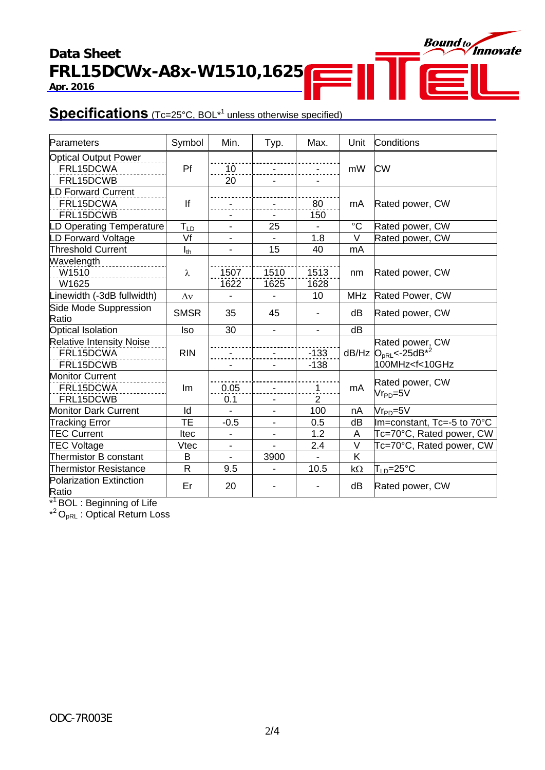**Data Sheet**

**FRL15DCWx-A8x-W1510,1625**

**Apr. 2016**

## Specifications (Tc=25°C, BOL*[1] unless otherwise specified)

| Parameters | Symbol | Min. | Typ. | Max. | Unit | Conditions |
|---|---|---|---|---|---|---|
| Optical Output Power | Pf | | | | mW | CW |
| FRL15DCWA | | 10 | - | - | | |
| FRL15DCWB | | 20 | - | - | | |
| LD Forward Current | If | | | | mA | Rated power, CW |
| FRL15DCWA | | - | - | 80 | | |
| FRL15DCWB | | - | - | 150 | | |
| LD Operating Temperature | $T_{LD}$ | - | 25 | - | °C | Rated power, CW |
| LD Forward Voltage | Vf | - | - | 1.8 | V | Rated power, CW |
| Threshold Current | $I_{th}$ | - | 15 | 40 | mA | |
| Wavelength | $\lambda$ | | | | nm | Rated power, CW |
| W1510 | | 1507 | 1510 | 1513 | | |
| W1625 | | 1622 | 1625 | 1628 | | |
| Linewidth (-3dB fullwidth) | $\Delta\nu$ | - | - | 10 | MHz | Rated Power, CW |
| Side Mode Suppression Ratio | SMSR | 35 | 45 | - | dB | Rated power, CW |
| Optical Isolation | Iso | 30 | - | - | dB | |
| Relative Intensity Noise | RIN | | | | dB/Hz | Rated power, CW $O_{pRL}$<-25dB*[2] 100MHz<f<10GHz |
| FRL15DCWA | | - | - | -133 | | |
| FRL15DCWB | | - | - | -138 | | |
| Monitor Current | Im | | | | mA | Rated power, CW $Vr_{PD}$=5V |
| FRL15DCWA | | 0.05 | - | 1 | | |
| FRL15DCWB | | 0.1 | - | 2 | | |
| Monitor Dark Current | Id | - | - | 100 | nA | $Vr_{PD}$=5V |
| Tracking Error | TE | -0.5 | - | 0.5 | dB | Im=constant, Tc=-5 to 70°C |
| TEC Current | Itec | - | - | 1.2 | A | Tc=70°C, Rated power, CW |
| TEC Voltage | Vtec | - | - | 2.4 | V | Tc=70°C, Rated power, CW |
| Thermistor B constant | B | - | 3900 | - | K | |
| Thermistor Resistance | R | 9.5 | - | 10.5 | kΩ | $T_{LD}$=25°C |
| Polarization Extinction Ratio | Er | 20 | - | - | dB | Rated power, CW |

*[1] BOL : Beginning of Life

*[2] $O_{pRL}$ : Optical Return Loss

ODC-7R003E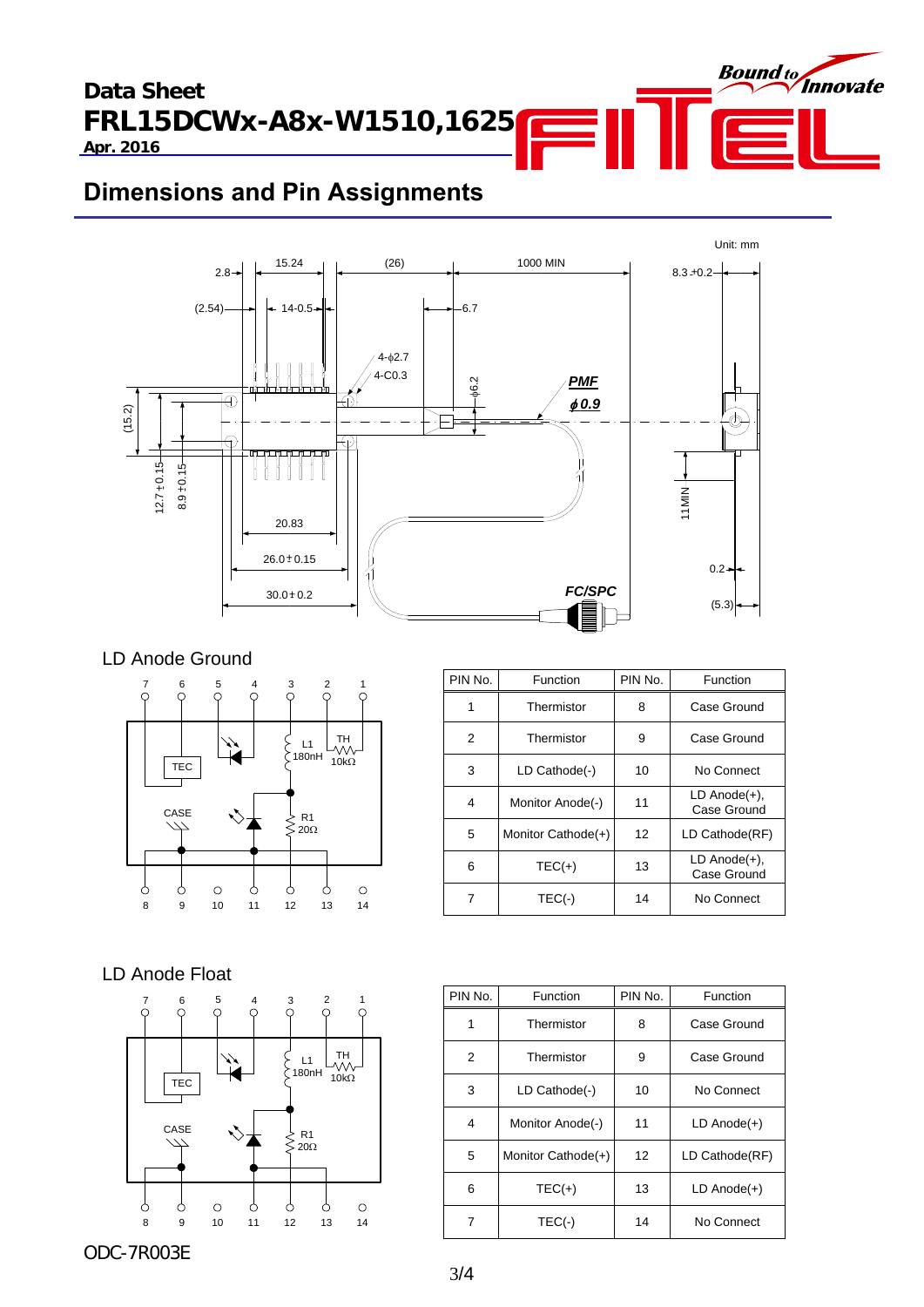# Dimensions and Pin Assignments

Unit: mm

LD Anode Ground

| PIN No. | Function | PIN No. | Function |
|---|---|---|---|
| 1 | Thermistor | 8 | Case Ground |
| 2 | Thermistor | 9 | Case Ground |
| 3 | LD Cathode(-) | 10 | No Connect |
| 4 | Monitor Anode(-) | 11 | LD Anode(+), Case Ground |
| 5 | Monitor Cathode(+) | 12 | LD Cathode(RF) |
| 6 | TEC(+) | 13 | LD Anode(+), Case Ground |
| 7 | TEC(-) | 14 | No Connect |

LD Anode Float

| PIN No. | Function | PIN No. | Function |
|---|---|---|---|
| 1 | Thermistor | 8 | Case Ground |
| 2 | Thermistor | 9 | Case Ground |
| 3 | LD Cathode(-) | 10 | No Connect |
| 4 | Monitor Anode(-) | 11 | LD Anode(+) |
| 5 | Monitor Cathode(+) | 12 | LD Cathode(RF) |
| 6 | TEC(+) | 13 | LD Anode(+) |
| 7 | TEC(-) | 14 | No Connect |

ODC-7R003E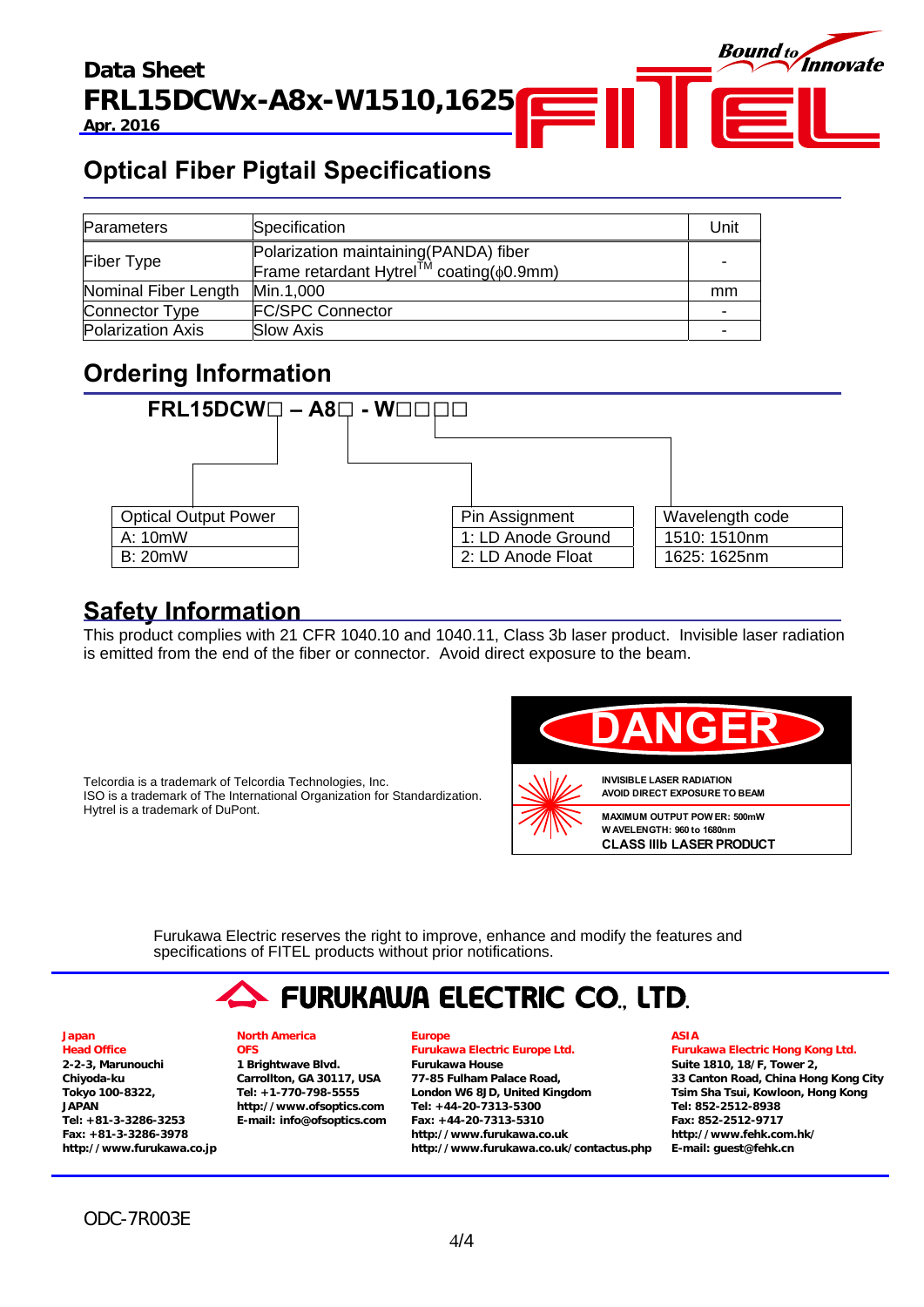# Data Sheet
## FRL15DCWx-A8x-W1510,1625
**Apr. 2016**

## Optical Fiber Pigtail Specifications

| Parameters | Specification | Unit |
|---|---|---|
| Fiber Type | Polarization maintaining(PANDA) fiber<br>Frame retardant Hytrel™ coating(ϕ0.9mm) | - |
| Nominal Fiber Length | Min.1,000 | mm |
| Connector Type | FC/SPC Connector | - |
| Polarization Axis | Slow Axis | - |

## Ordering Information

**FRL15DCW□ – A8□ - W□□□□**

| Optical Output Power |
|---|
| A: 10mW |
| B: 20mW |

| Pin Assignment |
|---|
| 1: LD Anode Ground |
| 2: LD Anode Float |

| Wavelength code |
|---|
| 1510: 1510nm |
| 1625: 1625nm |

## Safety Information

This product complies with 21 CFR 1040.10 and 1040.11, Class 3b laser product. Invisible laser radiation is emitted from the end of the fiber or connector. Avoid direct exposure to the beam.

Telcordia is a trademark of Telcordia Technologies, Inc.
ISO is a trademark of The International Organization for Standardization.
Hytrel is a trademark of DuPont.

DANGER

INVISIBLE LASER RADIATION
AVOID DIRECT EXPOSURE TO BEAM

MAXIMUM OUTPUT POWER: 500mW
WAVELENGTH: 960 to 1680nm
CLASS IIIb LASER PRODUCT

Furukawa Electric reserves the right to improve, enhance and modify the features and specifications of FITEL products without prior notifications.

**FURUKAWA ELECTRIC CO., LTD.**

**Japan**
**Head Office**
2-2-3, Marunouchi
Chiyoda-ku
Tokyo 100-8322,
JAPAN
Tel: +81-3-3286-3253
Fax: +81-3-3286-3978
http://www.furukawa.co.jp

**North America**
**OFS**
1 Brightwave Blvd.
Carrollton, GA 30117, USA
Tel: +1-770-798-5555
http://www.ofsoptics.com
E-mail: info@ofsoptics.com

**Europe**
**Furukawa Electric Europe Ltd.**
Furukawa House
77-85 Fulham Palace Road,
London W6 8JD, United Kingdom
Tel: +44-20-7313-5300
Fax: +44-20-7313-5310
http://www.furukawa.co.uk
http://www.furukawa.co.uk/contactus.php

**ASIA**
**Furukawa Electric Hong Kong Ltd.**
Suite 1810, 18/F, Tower 2,
33 Canton Road, China Hong Kong City
Tsim Sha Tsui, Kowloon, Hong Kong
Tel: 852-2512-8938
Fax: 852-2512-9717
http://www.fehk.com.hk/
E-mail: guest@fehk.cn

ODC-7R003E